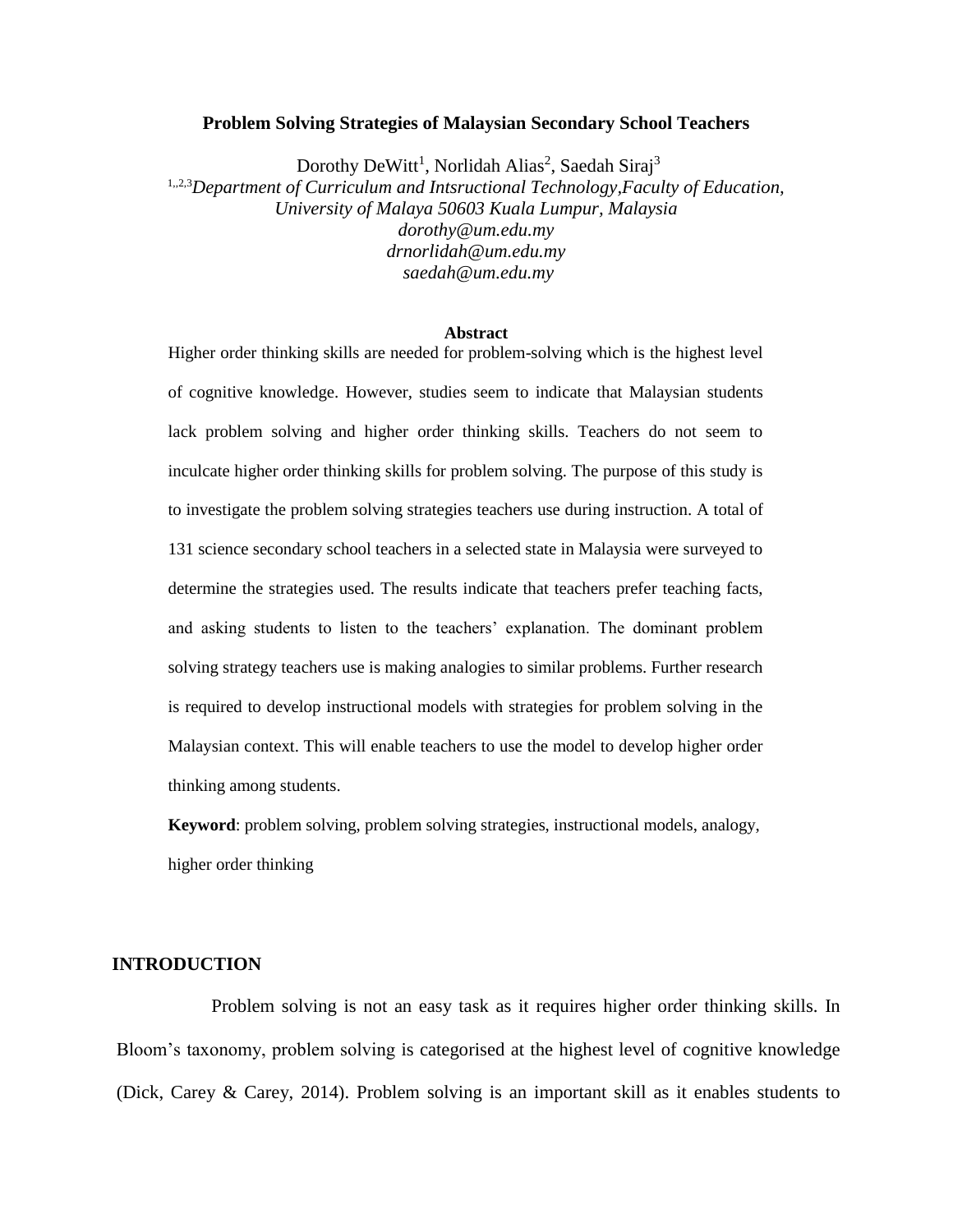# Problem Solving Strategies of Malaysian Secondary School Teachers

Dorothy DeWitt[1], Norlidah Alias[2], Saedah Siraj[3]

[1,,2,3] *Department of Curriculum and Intsructional Technology,Faculty of Education, University of Malaya 50603 Kuala Lumpur, Malaysia*
*dorothy@um.edu.my*
*drnorlidah@um.edu.my*
*saedah@um.edu.my*

**Abstract**

Higher order thinking skills are needed for problem-solving which is the highest level of cognitive knowledge. However, studies seem to indicate that Malaysian students lack problem solving and higher order thinking skills. Teachers do not seem to inculcate higher order thinking skills for problem solving. The purpose of this study is to investigate the problem solving strategies teachers use during instruction. A total of 131 science secondary school teachers in a selected state in Malaysia were surveyed to determine the strategies used. The results indicate that teachers prefer teaching facts, and asking students to listen to the teachers' explanation. The dominant problem solving strategy teachers use is making analogies to similar problems. Further research is required to develop instructional models with strategies for problem solving in the Malaysian context. This will enable teachers to use the model to develop higher order thinking among students.

**Keyword**: problem solving, problem solving strategies, instructional models, analogy, higher order thinking

## INTRODUCTION

Problem solving is not an easy task as it requires higher order thinking skills. In Bloom's taxonomy, problem solving is categorised at the highest level of cognitive knowledge (Dick, Carey & Carey, 2014). Problem solving is an important skill as it enables students to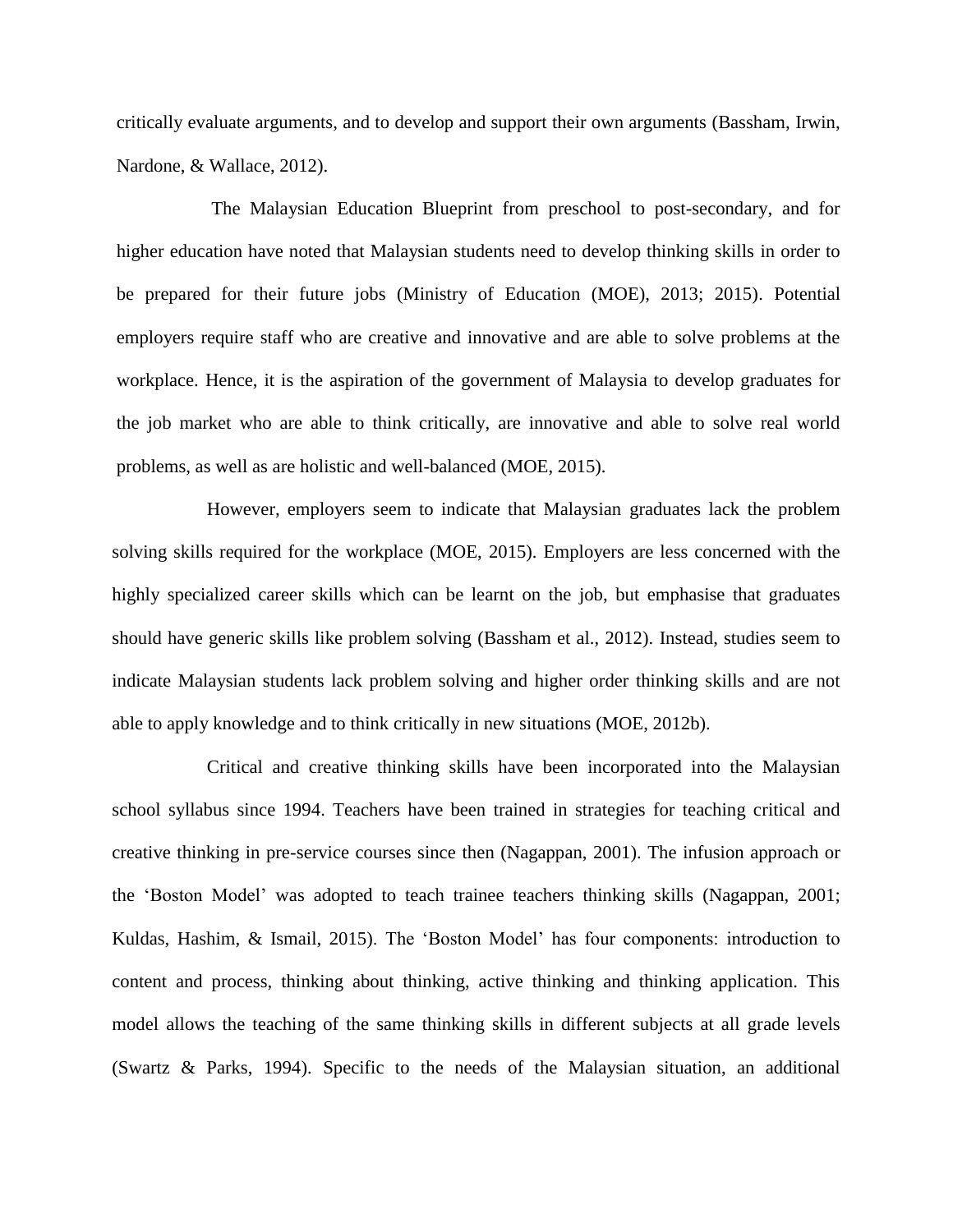critically evaluate arguments, and to develop and support their own arguments (Bassham, Irwin, Nardone, & Wallace, 2012).

The Malaysian Education Blueprint from preschool to post-secondary, and for higher education have noted that Malaysian students need to develop thinking skills in order to be prepared for their future jobs (Ministry of Education (MOE), 2013; 2015). Potential employers require staff who are creative and innovative and are able to solve problems at the workplace. Hence, it is the aspiration of the government of Malaysia to develop graduates for the job market who are able to think critically, are innovative and able to solve real world problems, as well as are holistic and well-balanced (MOE, 2015).

However, employers seem to indicate that Malaysian graduates lack the problem solving skills required for the workplace (MOE, 2015). Employers are less concerned with the highly specialized career skills which can be learnt on the job, but emphasise that graduates should have generic skills like problem solving (Bassham et al., 2012). Instead, studies seem to indicate Malaysian students lack problem solving and higher order thinking skills and are not able to apply knowledge and to think critically in new situations (MOE, 2012b).

Critical and creative thinking skills have been incorporated into the Malaysian school syllabus since 1994. Teachers have been trained in strategies for teaching critical and creative thinking in pre-service courses since then (Nagappan, 2001). The infusion approach or the 'Boston Model' was adopted to teach trainee teachers thinking skills (Nagappan, 2001; Kuldas, Hashim, & Ismail, 2015). The 'Boston Model' has four components: introduction to content and process, thinking about thinking, active thinking and thinking application. This model allows the teaching of the same thinking skills in different subjects at all grade levels (Swartz & Parks, 1994). Specific to the needs of the Malaysian situation, an additional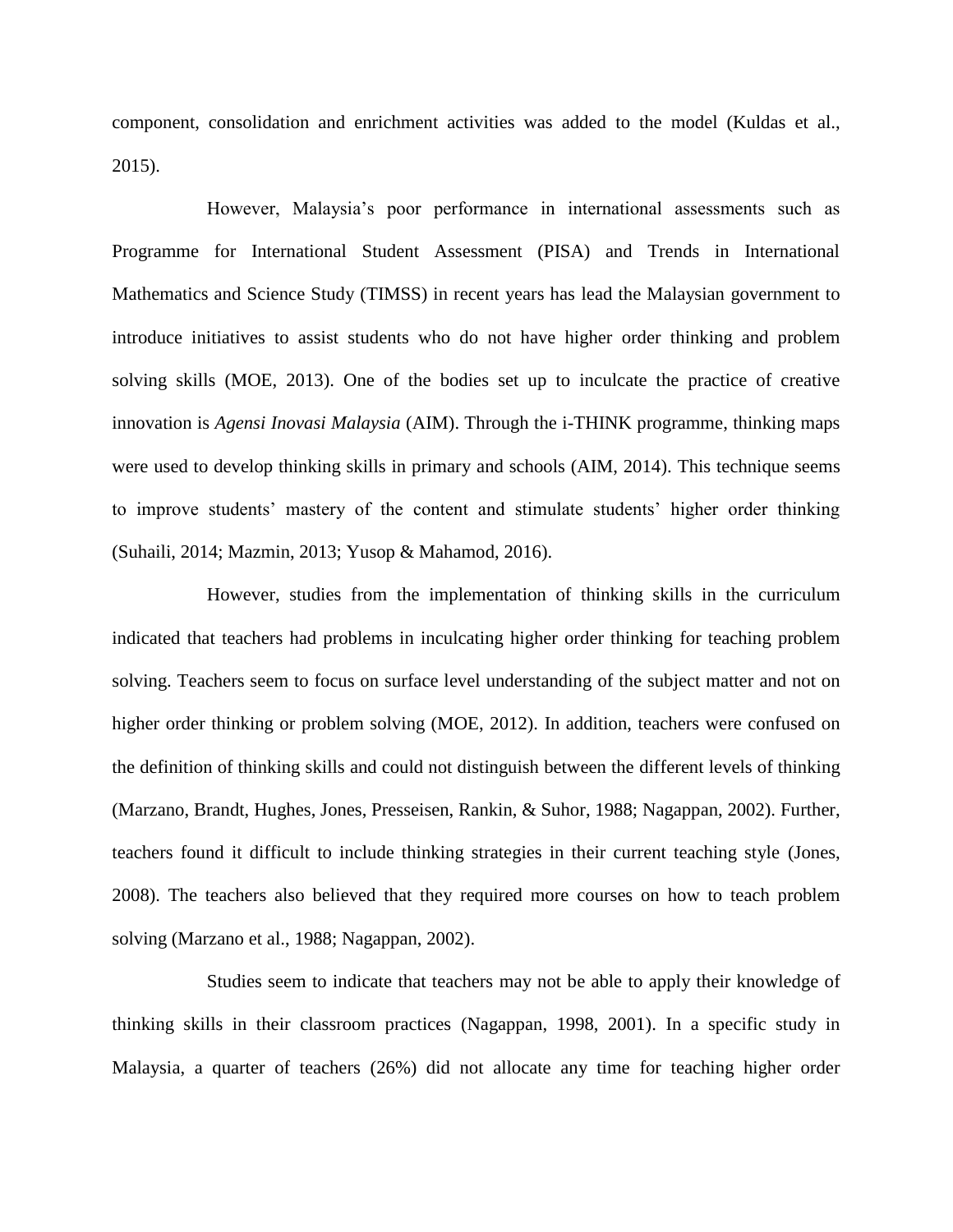component, consolidation and enrichment activities was added to the model (Kuldas et al., 2015).

However, Malaysia's poor performance in international assessments such as Programme for International Student Assessment (PISA) and Trends in International Mathematics and Science Study (TIMSS) in recent years has lead the Malaysian government to introduce initiatives to assist students who do not have higher order thinking and problem solving skills (MOE, 2013). One of the bodies set up to inculcate the practice of creative innovation is *Agensi Inovasi Malaysia* (AIM). Through the i-THINK programme, thinking maps were used to develop thinking skills in primary and schools (AIM, 2014). This technique seems to improve students' mastery of the content and stimulate students' higher order thinking (Suhaili, 2014; Mazmin, 2013; Yusop & Mahamod, 2016).

However, studies from the implementation of thinking skills in the curriculum indicated that teachers had problems in inculcating higher order thinking for teaching problem solving. Teachers seem to focus on surface level understanding of the subject matter and not on higher order thinking or problem solving (MOE, 2012). In addition, teachers were confused on the definition of thinking skills and could not distinguish between the different levels of thinking (Marzano, Brandt, Hughes, Jones, Presseisen, Rankin, & Suhor, 1988; Nagappan, 2002). Further, teachers found it difficult to include thinking strategies in their current teaching style (Jones, 2008). The teachers also believed that they required more courses on how to teach problem solving (Marzano et al., 1988; Nagappan, 2002).

Studies seem to indicate that teachers may not be able to apply their knowledge of thinking skills in their classroom practices (Nagappan, 1998, 2001). In a specific study in Malaysia, a quarter of teachers (26%) did not allocate any time for teaching higher order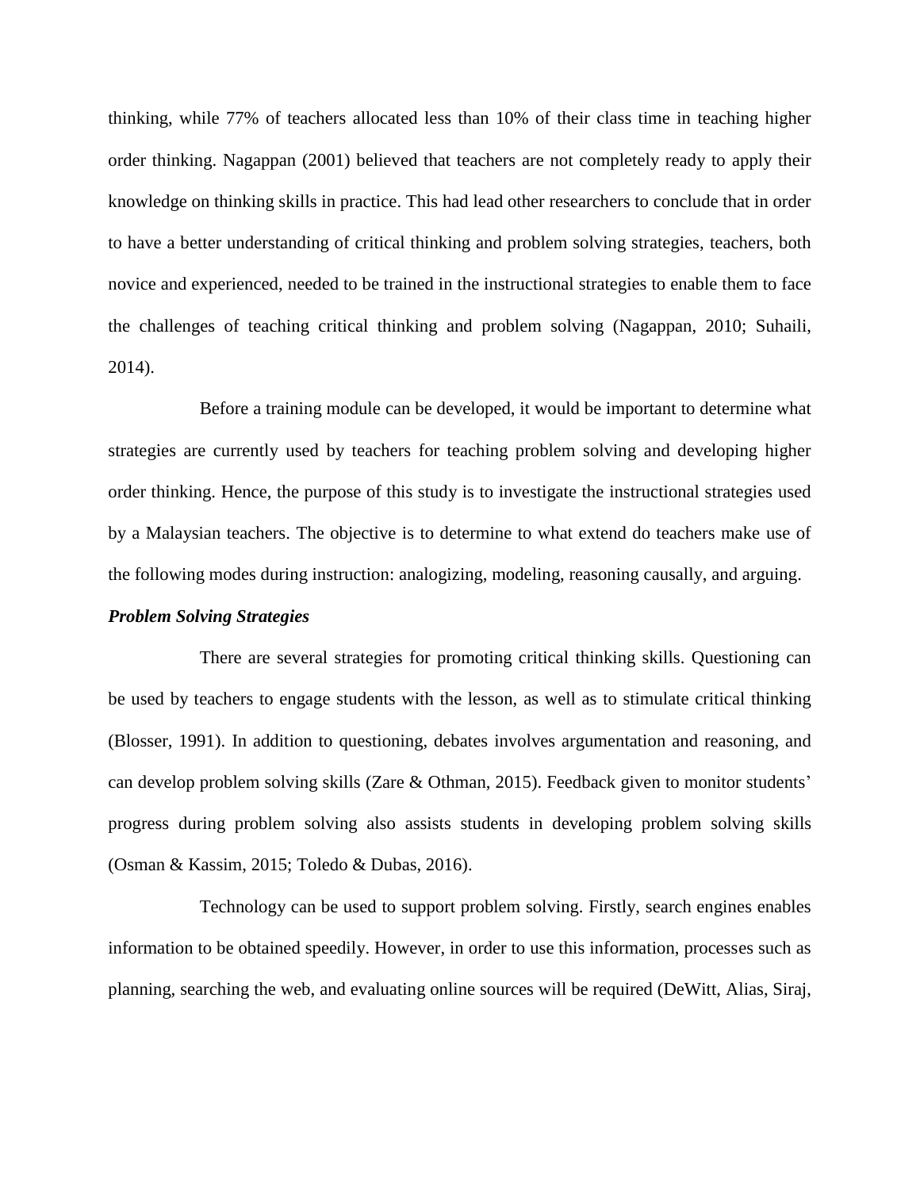thinking, while 77% of teachers allocated less than 10% of their class time in teaching higher order thinking. Nagappan (2001) believed that teachers are not completely ready to apply their knowledge on thinking skills in practice. This had lead other researchers to conclude that in order to have a better understanding of critical thinking and problem solving strategies, teachers, both novice and experienced, needed to be trained in the instructional strategies to enable them to face the challenges of teaching critical thinking and problem solving (Nagappan, 2010; Suhaili, 2014).

Before a training module can be developed, it would be important to determine what strategies are currently used by teachers for teaching problem solving and developing higher order thinking. Hence, the purpose of this study is to investigate the instructional strategies used by a Malaysian teachers. The objective is to determine to what extend do teachers make use of the following modes during instruction: analogizing, modeling, reasoning causally, and arguing.

***Problem Solving Strategies***

There are several strategies for promoting critical thinking skills. Questioning can be used by teachers to engage students with the lesson, as well as to stimulate critical thinking (Blosser, 1991). In addition to questioning, debates involves argumentation and reasoning, and can develop problem solving skills (Zare & Othman, 2015). Feedback given to monitor students' progress during problem solving also assists students in developing problem solving skills (Osman & Kassim, 2015; Toledo & Dubas, 2016).

Technology can be used to support problem solving. Firstly, search engines enables information to be obtained speedily. However, in order to use this information, processes such as planning, searching the web, and evaluating online sources will be required (DeWitt, Alias, Siraj,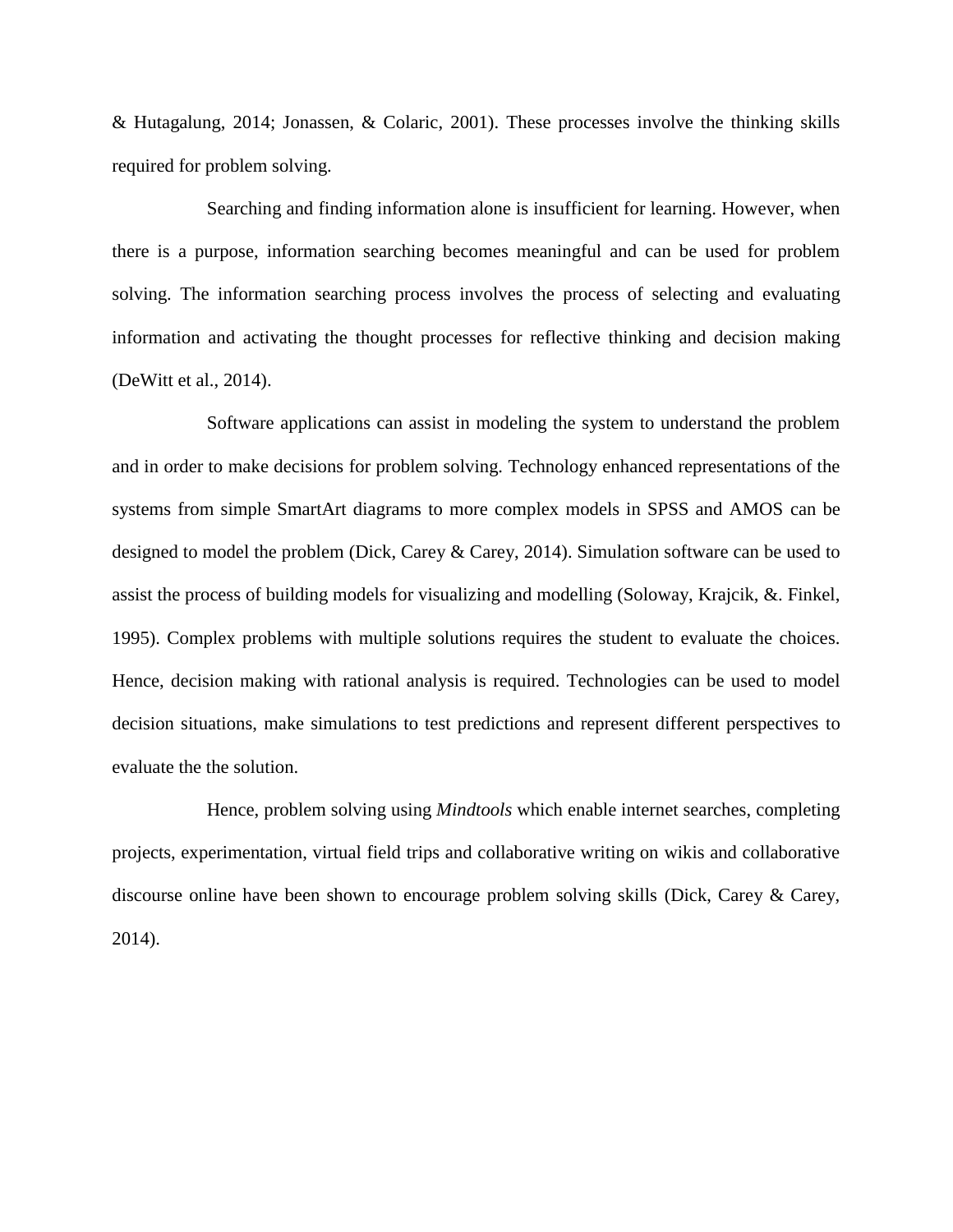& Hutagalung, 2014; Jonassen, & Colaric, 2001). These processes involve the thinking skills required for problem solving.

Searching and finding information alone is insufficient for learning. However, when there is a purpose, information searching becomes meaningful and can be used for problem solving. The information searching process involves the process of selecting and evaluating information and activating the thought processes for reflective thinking and decision making (DeWitt et al., 2014).

Software applications can assist in modeling the system to understand the problem and in order to make decisions for problem solving. Technology enhanced representations of the systems from simple SmartArt diagrams to more complex models in SPSS and AMOS can be designed to model the problem (Dick, Carey & Carey, 2014). Simulation software can be used to assist the process of building models for visualizing and modelling (Soloway, Krajcik, &. Finkel, 1995). Complex problems with multiple solutions requires the student to evaluate the choices. Hence, decision making with rational analysis is required. Technologies can be used to model decision situations, make simulations to test predictions and represent different perspectives to evaluate the the solution.

Hence, problem solving using *Mindtools* which enable internet searches, completing projects, experimentation, virtual field trips and collaborative writing on wikis and collaborative discourse online have been shown to encourage problem solving skills (Dick, Carey & Carey, 2014).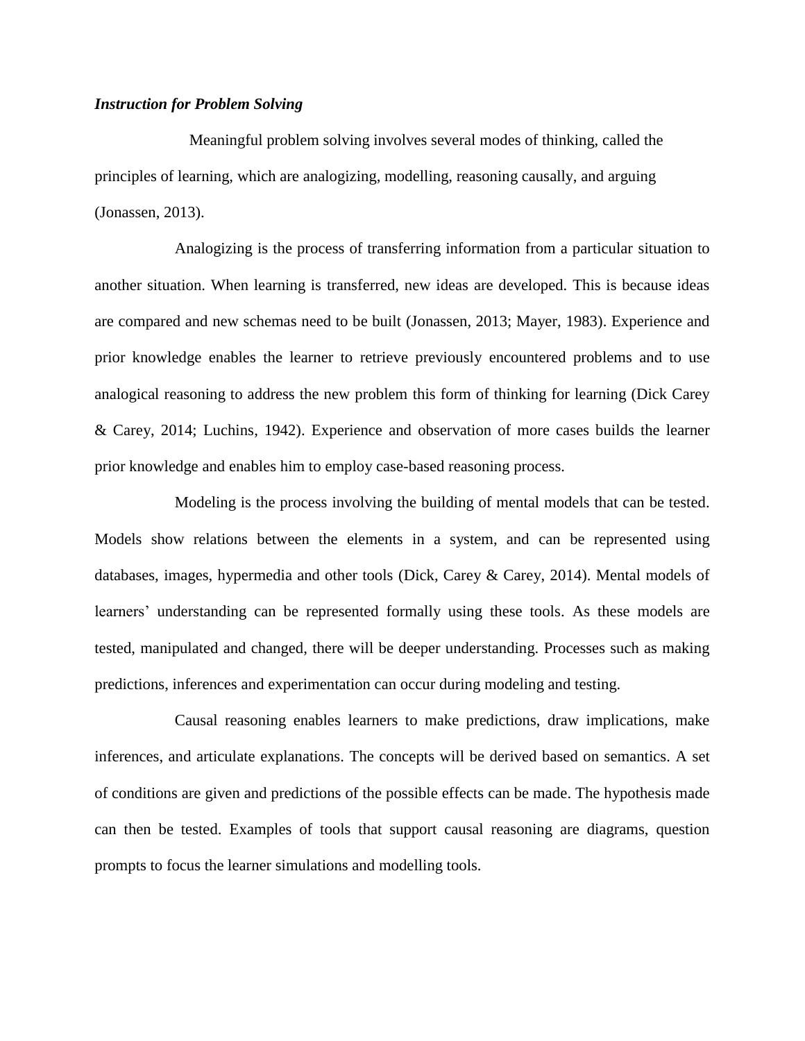***Instruction for Problem Solving***

Meaningful problem solving involves several modes of thinking, called the principles of learning, which are analogizing, modelling, reasoning causally, and arguing (Jonassen, 2013).

Analogizing is the process of transferring information from a particular situation to another situation. When learning is transferred, new ideas are developed. This is because ideas are compared and new schemas need to be built (Jonassen, 2013; Mayer, 1983). Experience and prior knowledge enables the learner to retrieve previously encountered problems and to use analogical reasoning to address the new problem this form of thinking for learning (Dick Carey & Carey, 2014; Luchins, 1942). Experience and observation of more cases builds the learner prior knowledge and enables him to employ case-based reasoning process.

Modeling is the process involving the building of mental models that can be tested. Models show relations between the elements in a system, and can be represented using databases, images, hypermedia and other tools (Dick, Carey & Carey, 2014). Mental models of learners' understanding can be represented formally using these tools. As these models are tested, manipulated and changed, there will be deeper understanding. Processes such as making predictions, inferences and experimentation can occur during modeling and testing.

Causal reasoning enables learners to make predictions, draw implications, make inferences, and articulate explanations. The concepts will be derived based on semantics. A set of conditions are given and predictions of the possible effects can be made. The hypothesis made can then be tested. Examples of tools that support causal reasoning are diagrams, question prompts to focus the learner simulations and modelling tools.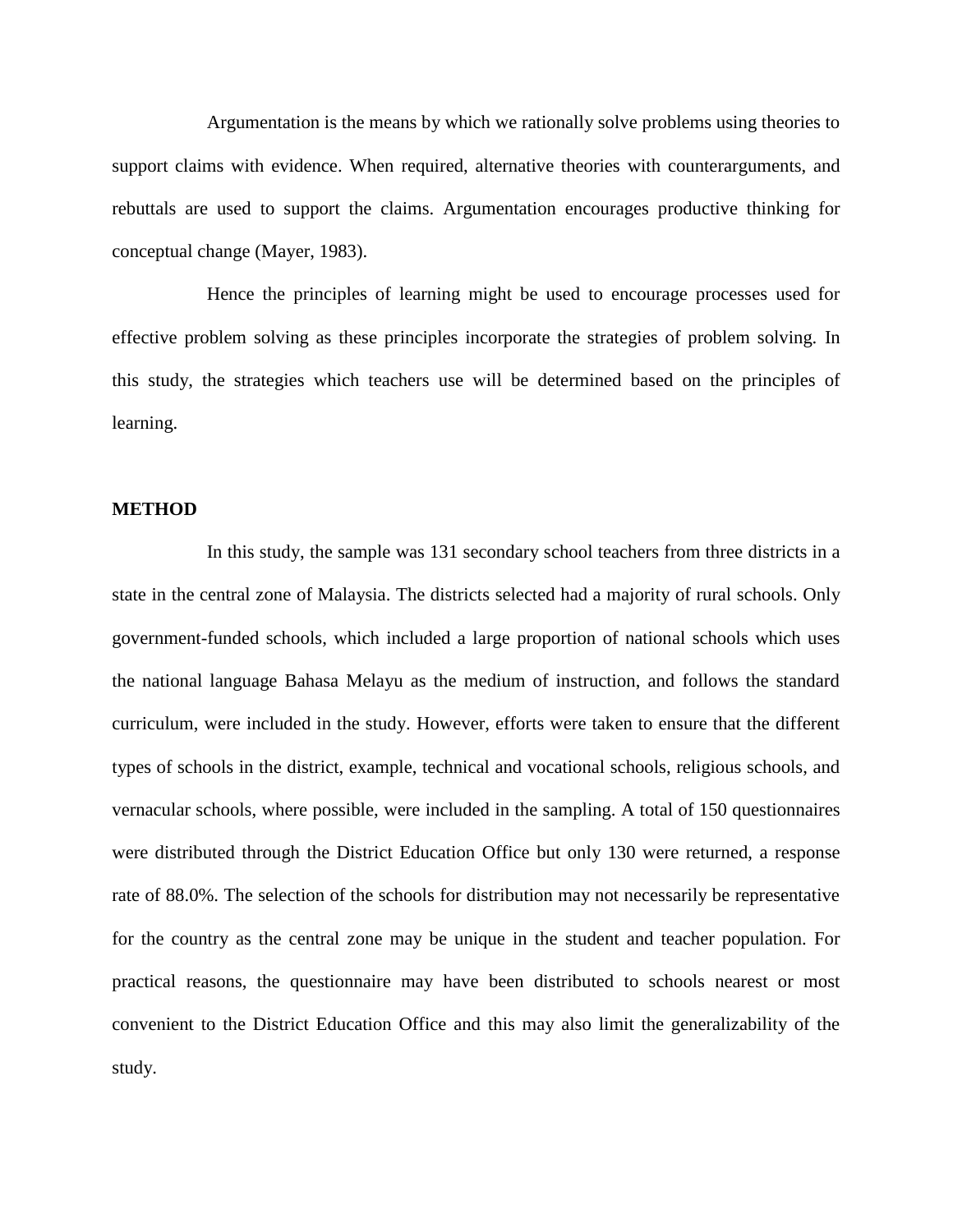Argumentation is the means by which we rationally solve problems using theories to support claims with evidence. When required, alternative theories with counterarguments, and rebuttals are used to support the claims. Argumentation encourages productive thinking for conceptual change (Mayer, 1983).

Hence the principles of learning might be used to encourage processes used for effective problem solving as these principles incorporate the strategies of problem solving. In this study, the strategies which teachers use will be determined based on the principles of learning.

## METHOD

In this study, the sample was 131 secondary school teachers from three districts in a state in the central zone of Malaysia. The districts selected had a majority of rural schools. Only government-funded schools, which included a large proportion of national schools which uses the national language Bahasa Melayu as the medium of instruction, and follows the standard curriculum, were included in the study. However, efforts were taken to ensure that the different types of schools in the district, example, technical and vocational schools, religious schools, and vernacular schools, where possible, were included in the sampling. A total of 150 questionnaires were distributed through the District Education Office but only 130 were returned, a response rate of 88.0%. The selection of the schools for distribution may not necessarily be representative for the country as the central zone may be unique in the student and teacher population. For practical reasons, the questionnaire may have been distributed to schools nearest or most convenient to the District Education Office and this may also limit the generalizability of the study.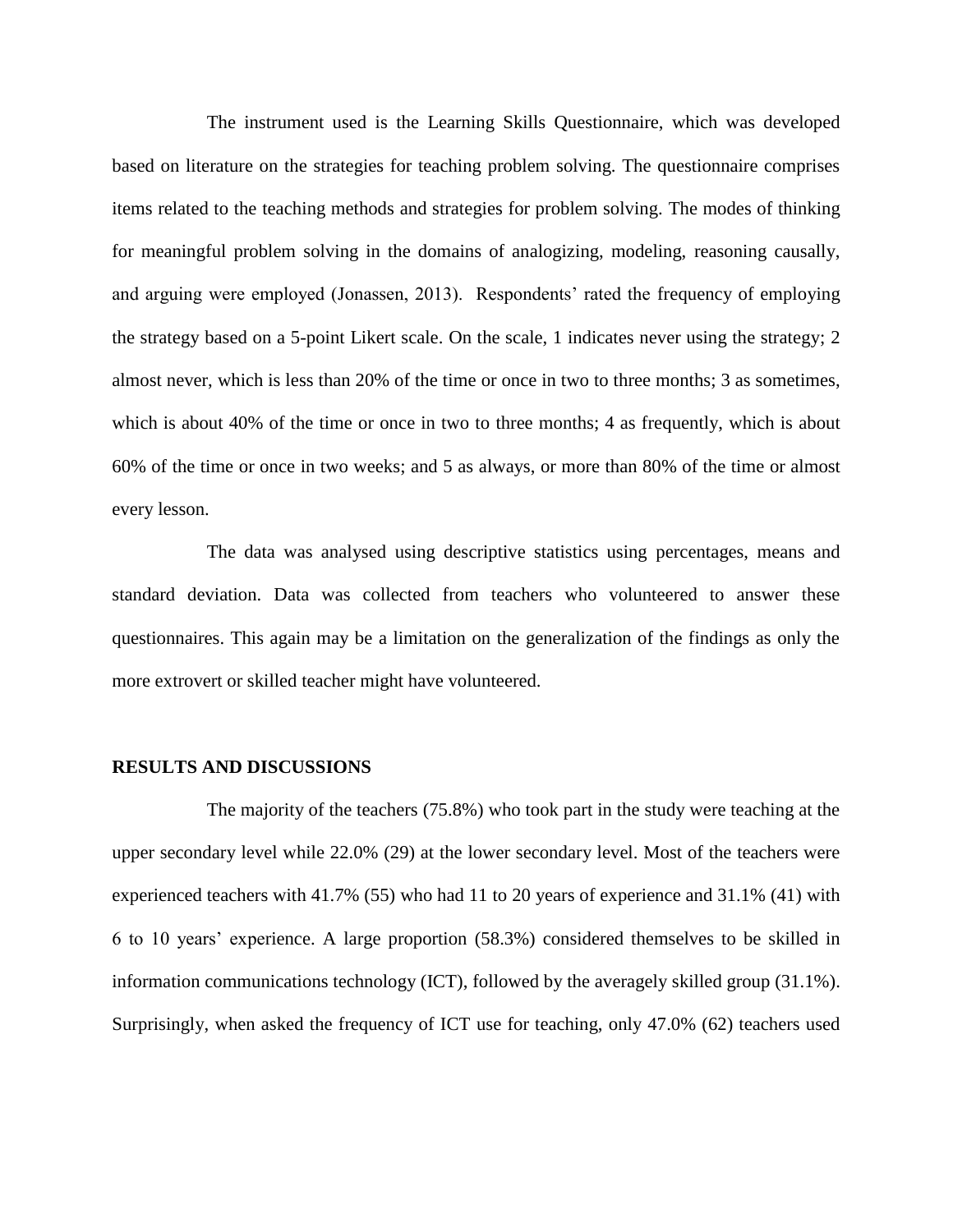The instrument used is the Learning Skills Questionnaire, which was developed based on literature on the strategies for teaching problem solving. The questionnaire comprises items related to the teaching methods and strategies for problem solving. The modes of thinking for meaningful problem solving in the domains of analogizing, modeling, reasoning causally, and arguing were employed (Jonassen, 2013). Respondents' rated the frequency of employing the strategy based on a 5-point Likert scale. On the scale, 1 indicates never using the strategy; 2 almost never, which is less than 20% of the time or once in two to three months; 3 as sometimes, which is about 40% of the time or once in two to three months; 4 as frequently, which is about 60% of the time or once in two weeks; and 5 as always, or more than 80% of the time or almost every lesson.

The data was analysed using descriptive statistics using percentages, means and standard deviation. Data was collected from teachers who volunteered to answer these questionnaires. This again may be a limitation on the generalization of the findings as only the more extrovert or skilled teacher might have volunteered.

## RESULTS AND DISCUSSIONS

The majority of the teachers (75.8%) who took part in the study were teaching at the upper secondary level while 22.0% (29) at the lower secondary level. Most of the teachers were experienced teachers with 41.7% (55) who had 11 to 20 years of experience and 31.1% (41) with 6 to 10 years' experience. A large proportion (58.3%) considered themselves to be skilled in information communications technology (ICT), followed by the averagely skilled group (31.1%). Surprisingly, when asked the frequency of ICT use for teaching, only 47.0% (62) teachers used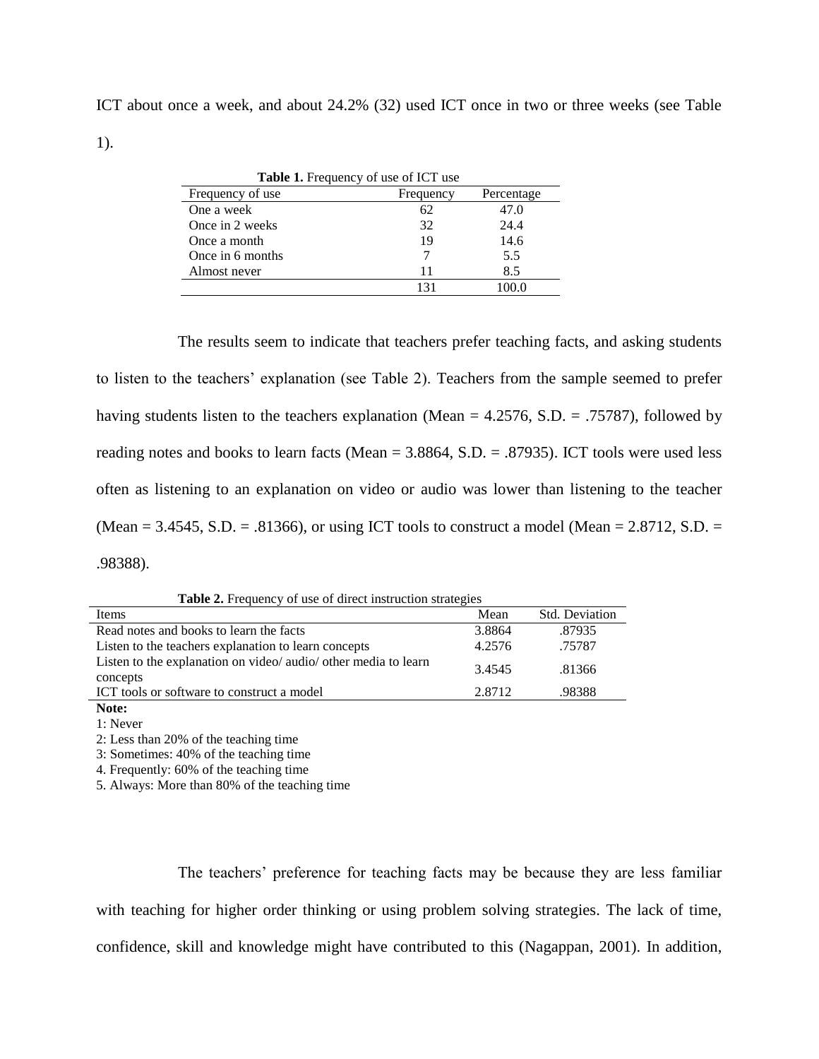ICT about once a week, and about 24.2% (32) used ICT once in two or three weeks (see Table 1).

**Table 1.** Frequency of use of ICT use

| Frequency of use | Frequency | Percentage |
|---|---|---|
| One a week | 62 | 47.0 |
| Once in 2 weeks | 32 | 24.4 |
| Once a month | 19 | 14.6 |
| Once in 6 months | 7 | 5.5 |
| Almost never | 11 | 8.5 |
| | 131 | 100.0 |

The results seem to indicate that teachers prefer teaching facts, and asking students to listen to the teachers' explanation (see Table 2). Teachers from the sample seemed to prefer having students listen to the teachers explanation (Mean = 4.2576, S.D. = .75787), followed by reading notes and books to learn facts (Mean = 3.8864, S.D. = .87935). ICT tools were used less often as listening to an explanation on video or audio was lower than listening to the teacher (Mean = 3.4545, S.D. = .81366), or using ICT tools to construct a model (Mean = 2.8712, S.D. = .98388).

**Table 2.** Frequency of use of direct instruction strategies

| Items | Mean | Std. Deviation |
|---|---|---|
| Read notes and books to learn the facts | 3.8864 | .87935 |
| Listen to the teachers explanation to learn concepts | 4.2576 | .75787 |
| Listen to the explanation on video/ audio/ other media to learn concepts | 3.4545 | .81366 |
| ICT tools or software to construct a model | 2.8712 | .98388 |

**Note:**
1: Never
2: Less than 20% of the teaching time
3: Sometimes: 40% of the teaching time
4. Frequently: 60% of the teaching time
5. Always: More than 80% of the teaching time

The teachers' preference for teaching facts may be because they are less familiar with teaching for higher order thinking or using problem solving strategies. The lack of time, confidence, skill and knowledge might have contributed to this (Nagappan, 2001). In addition,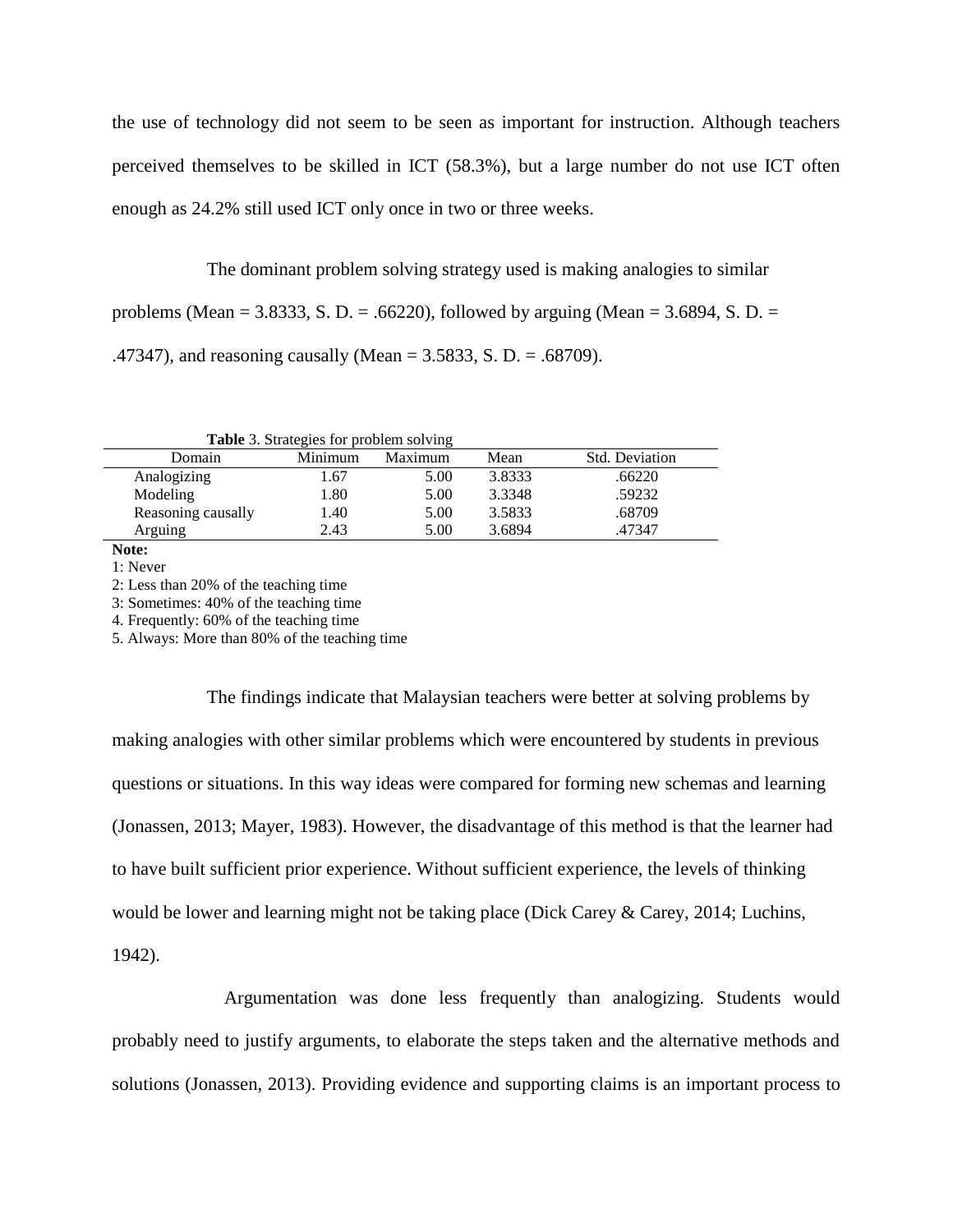the use of technology did not seem to be seen as important for instruction. Although teachers perceived themselves to be skilled in ICT (58.3%), but a large number do not use ICT often enough as 24.2% still used ICT only once in two or three weeks.

The dominant problem solving strategy used is making analogies to similar problems (Mean = 3.8333, S. D. = .66220), followed by arguing (Mean = 3.6894, S. D. = .47347), and reasoning causally (Mean = 3.5833, S. D. = .68709).

**Table** 3. Strategies for problem solving

| Domain | Minimum | Maximum | Mean | Std. Deviation |
|---|---|---|---|---|
| Analogizing | 1.67 | 5.00 | 3.8333 | .66220 |
| Modeling | 1.80 | 5.00 | 3.3348 | .59232 |
| Reasoning causally | 1.40 | 5.00 | 3.5833 | .68709 |
| Arguing | 2.43 | 5.00 | 3.6894 | .47347 |

**Note:**

1: Never

2: Less than 20% of the teaching time

3: Sometimes: 40% of the teaching time

4. Frequently: 60% of the teaching time

5. Always: More than 80% of the teaching time

The findings indicate that Malaysian teachers were better at solving problems by making analogies with other similar problems which were encountered by students in previous questions or situations. In this way ideas were compared for forming new schemas and learning (Jonassen, 2013; Mayer, 1983). However, the disadvantage of this method is that the learner had to have built sufficient prior experience. Without sufficient experience, the levels of thinking would be lower and learning might not be taking place (Dick Carey & Carey, 2014; Luchins, 1942).

Argumentation was done less frequently than analogizing. Students would probably need to justify arguments, to elaborate the steps taken and the alternative methods and solutions (Jonassen, 2013). Providing evidence and supporting claims is an important process to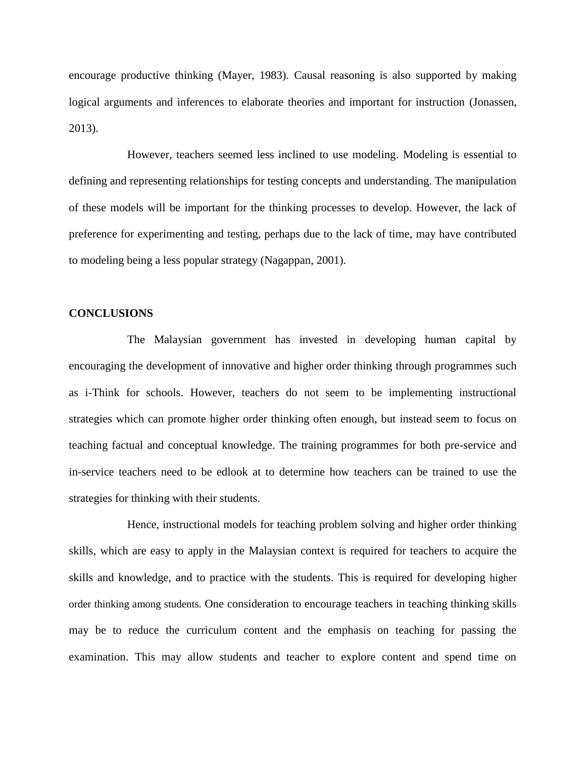encourage productive thinking (Mayer, 1983). Causal reasoning is also supported by making logical arguments and inferences to elaborate theories and important for instruction (Jonassen, 2013).

However, teachers seemed less inclined to use modeling. Modeling is essential to defining and representing relationships for testing concepts and understanding. The manipulation of these models will be important for the thinking processes to develop. However, the lack of preference for experimenting and testing, perhaps due to the lack of time, may have contributed to modeling being a less popular strategy (Nagappan, 2001).

## CONCLUSIONS

The Malaysian government has invested in developing human capital by encouraging the development of innovative and higher order thinking through programmes such as i-Think for schools. However, teachers do not seem to be implementing instructional strategies which can promote higher order thinking often enough, but instead seem to focus on teaching factual and conceptual knowledge. The training programmes for both pre-service and in-service teachers need to be edlook at to determine how teachers can be trained to use the strategies for thinking with their students.

Hence, instructional models for teaching problem solving and higher order thinking skills, which are easy to apply in the Malaysian context is required for teachers to acquire the skills and knowledge, and to practice with the students. This is required for developing higher order thinking among students. One consideration to encourage teachers in teaching thinking skills may be to reduce the curriculum content and the emphasis on teaching for passing the examination. This may allow students and teacher to explore content and spend time on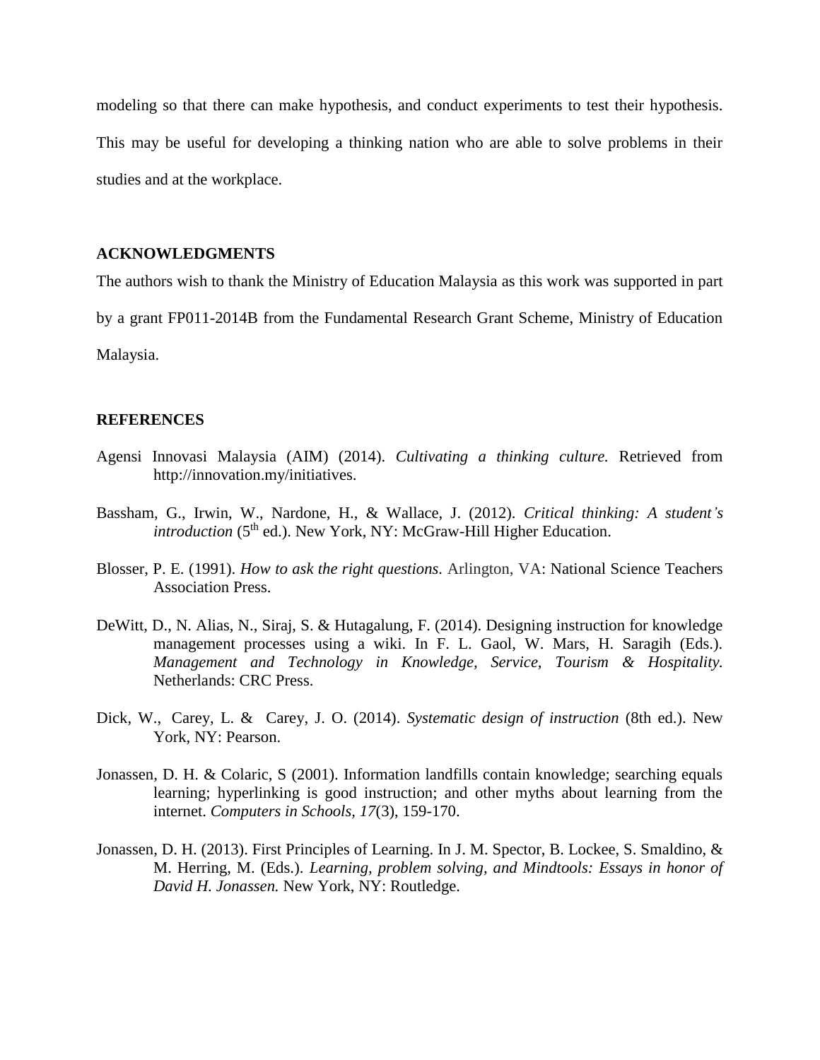modeling so that there can make hypothesis, and conduct experiments to test their hypothesis. This may be useful for developing a thinking nation who are able to solve problems in their studies and at the workplace.

## ACKNOWLEDGMENTS

The authors wish to thank the Ministry of Education Malaysia as this work was supported in part by a grant FP011-2014B from the Fundamental Research Grant Scheme, Ministry of Education Malaysia.

## REFERENCES

Agensi Innovasi Malaysia (AIM) (2014). *Cultivating a thinking culture.* Retrieved from http://innovation.my/initiatives.

Bassham, G., Irwin, W., Nardone, H., & Wallace, J. (2012). *Critical thinking: A student's introduction* (5th ed.). New York, NY: McGraw-Hill Higher Education.

Blosser, P. E. (1991). *How to ask the right questions.* Arlington, VA: National Science Teachers Association Press.

DeWitt, D., N. Alias, N., Siraj, S. & Hutagalung, F. (2014). Designing instruction for knowledge management processes using a wiki. In F. L. Gaol, W. Mars, H. Saragih (Eds.). *Management and Technology in Knowledge, Service, Tourism & Hospitality.* Netherlands: CRC Press.

Dick, W., Carey, L. & Carey, J. O. (2014). *Systematic design of instruction* (8th ed.). New York, NY: Pearson.

Jonassen, D. H. & Colaric, S (2001). Information landfills contain knowledge; searching equals learning; hyperlinking is good instruction; and other myths about learning from the internet. *Computers in Schools, 17*(3), 159-170.

Jonassen, D. H. (2013). First Principles of Learning. In J. M. Spector, B. Lockee, S. Smaldino, & M. Herring, M. (Eds.). *Learning, problem solving, and Mindtools: Essays in honor of David H. Jonassen.* New York, NY: Routledge.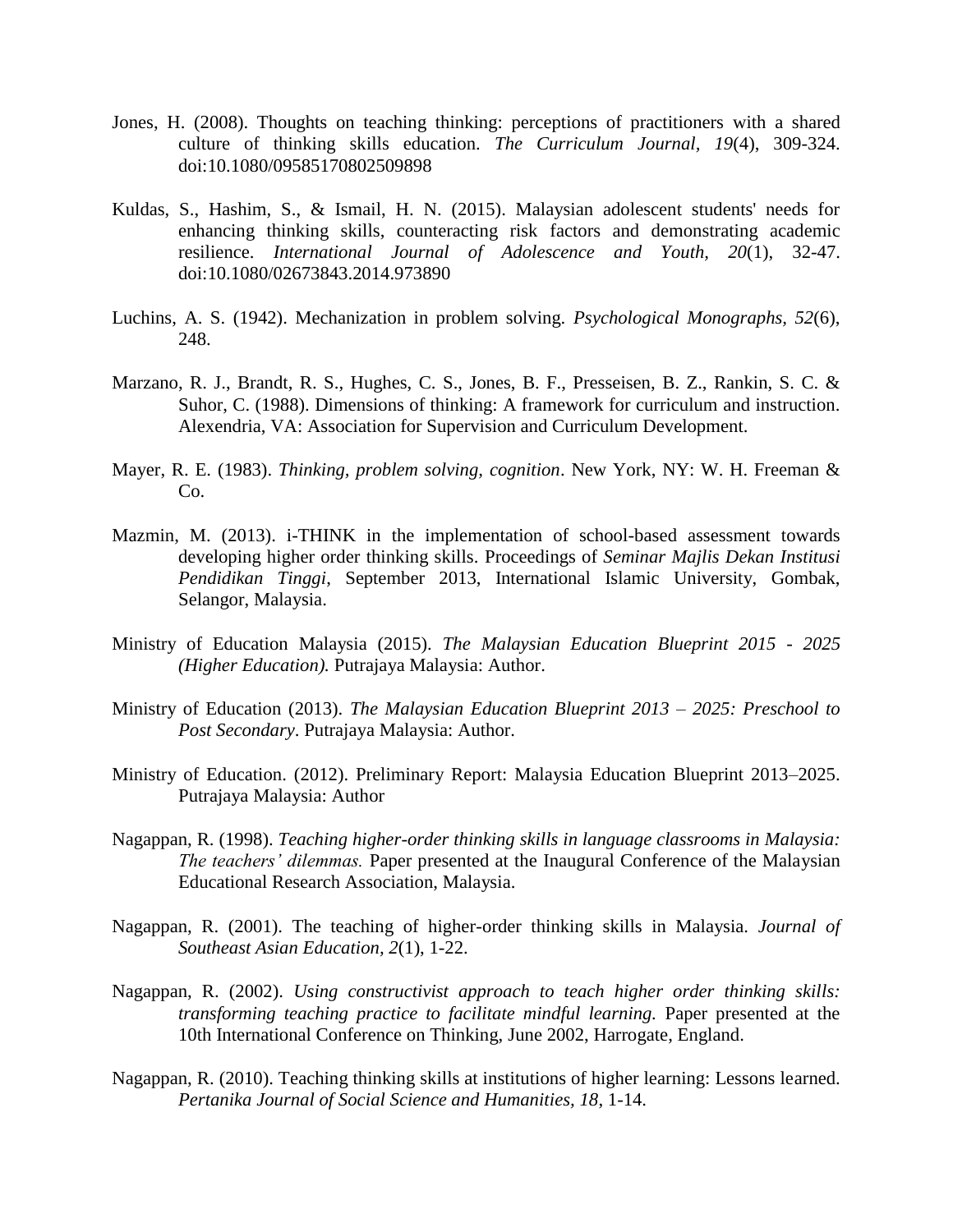Jones, H. (2008). Thoughts on teaching thinking: perceptions of practitioners with a shared culture of thinking skills education. *The Curriculum Journal, 19*(4), 309-324. doi:10.1080/09585170802509898

Kuldas, S., Hashim, S., & Ismail, H. N. (2015). Malaysian adolescent students' needs for enhancing thinking skills, counteracting risk factors and demonstrating academic resilience. *International Journal of Adolescence and Youth, 20*(1), 32-47. doi:10.1080/02673843.2014.973890

Luchins, A. S. (1942). Mechanization in problem solving. *Psychological Monographs, 52*(6), 248.

Marzano, R. J., Brandt, R. S., Hughes, C. S., Jones, B. F., Presseisen, B. Z., Rankin, S. C. & Suhor, C. (1988). Dimensions of thinking: A framework for curriculum and instruction. Alexendria, VA: Association for Supervision and Curriculum Development.

Mayer, R. E. (1983). *Thinking, problem solving, cognition*. New York, NY: W. H. Freeman & Co.

Mazmin, M. (2013). i-THINK in the implementation of school-based assessment towards developing higher order thinking skills. Proceedings of *Seminar Majlis Dekan Institusi Pendidikan Tinggi*, September 2013, International Islamic University, Gombak, Selangor, Malaysia.

Ministry of Education Malaysia (2015). *The Malaysian Education Blueprint 2015 - 2025 (Higher Education).* Putrajaya Malaysia: Author.

Ministry of Education (2013). *The Malaysian Education Blueprint 2013 – 2025: Preschool to Post Secondary*. Putrajaya Malaysia: Author.

Ministry of Education. (2012). Preliminary Report: Malaysia Education Blueprint 2013–2025. Putrajaya Malaysia: Author

Nagappan, R. (1998). *Teaching higher-order thinking skills in language classrooms in Malaysia: The teachers' dilemmas.* Paper presented at the Inaugural Conference of the Malaysian Educational Research Association, Malaysia.

Nagappan, R. (2001). The teaching of higher-order thinking skills in Malaysia. *Journal of Southeast Asian Education, 2*(1), 1-22.

Nagappan, R. (2002). *Using constructivist approach to teach higher order thinking skills: transforming teaching practice to facilitate mindful learning.* Paper presented at the 10th International Conference on Thinking, June 2002, Harrogate, England.

Nagappan, R. (2010). Teaching thinking skills at institutions of higher learning: Lessons learned. *Pertanika Journal of Social Science and Humanities, 18*, 1-14.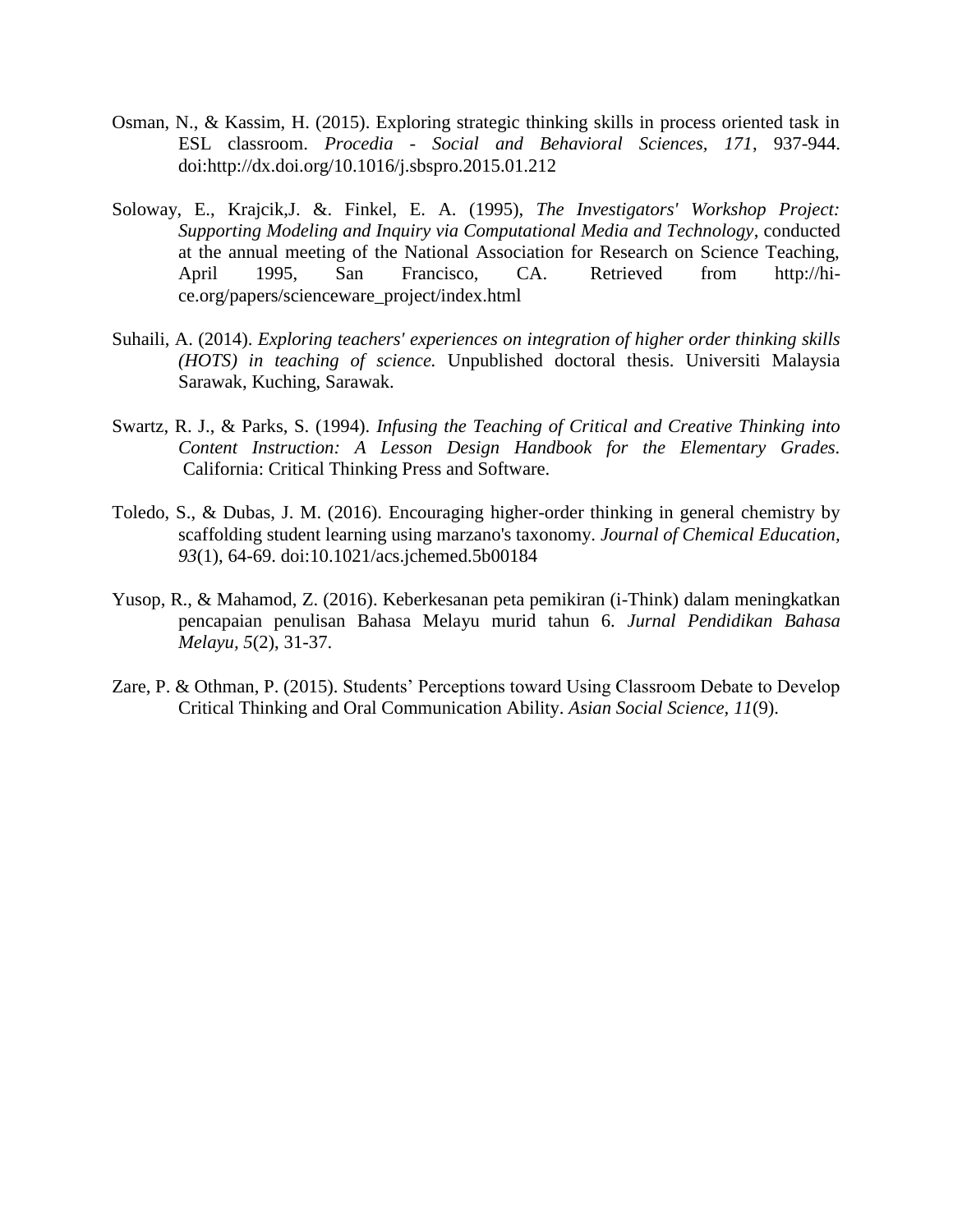Osman, N., & Kassim, H. (2015). Exploring strategic thinking skills in process oriented task in ESL classroom. *Procedia - Social and Behavioral Sciences, 171*, 937-944. doi:http://dx.doi.org/10.1016/j.sbspro.2015.01.212

Soloway, E., Krajcik,J. &. Finkel, E. A. (1995), *The Investigators' Workshop Project: Supporting Modeling and Inquiry via Computational Media and Technology*, conducted at the annual meeting of the National Association for Research on Science Teaching, April 1995, San Francisco, CA. Retrieved from http://hi-ce.org/papers/scienceware_project/index.html

Suhaili, A. (2014). *Exploring teachers' experiences on integration of higher order thinking skills (HOTS) in teaching of science.* Unpublished doctoral thesis. Universiti Malaysia Sarawak, Kuching, Sarawak.

Swartz, R. J., & Parks, S. (1994). *Infusing the Teaching of Critical and Creative Thinking into Content Instruction: A Lesson Design Handbook for the Elementary Grades.* California: Critical Thinking Press and Software.

Toledo, S., & Dubas, J. M. (2016). Encouraging higher-order thinking in general chemistry by scaffolding student learning using marzano's taxonomy. *Journal of Chemical Education, 93*(1), 64-69. doi:10.1021/acs.jchemed.5b00184

Yusop, R., & Mahamod, Z. (2016). Keberkesanan peta pemikiran (i-Think) dalam meningkatkan pencapaian penulisan Bahasa Melayu murid tahun 6. *Jurnal Pendidikan Bahasa Melayu, 5*(2), 31-37.

Zare, P. & Othman, P. (2015). Students' Perceptions toward Using Classroom Debate to Develop Critical Thinking and Oral Communication Ability. *Asian Social Science, 11*(9).